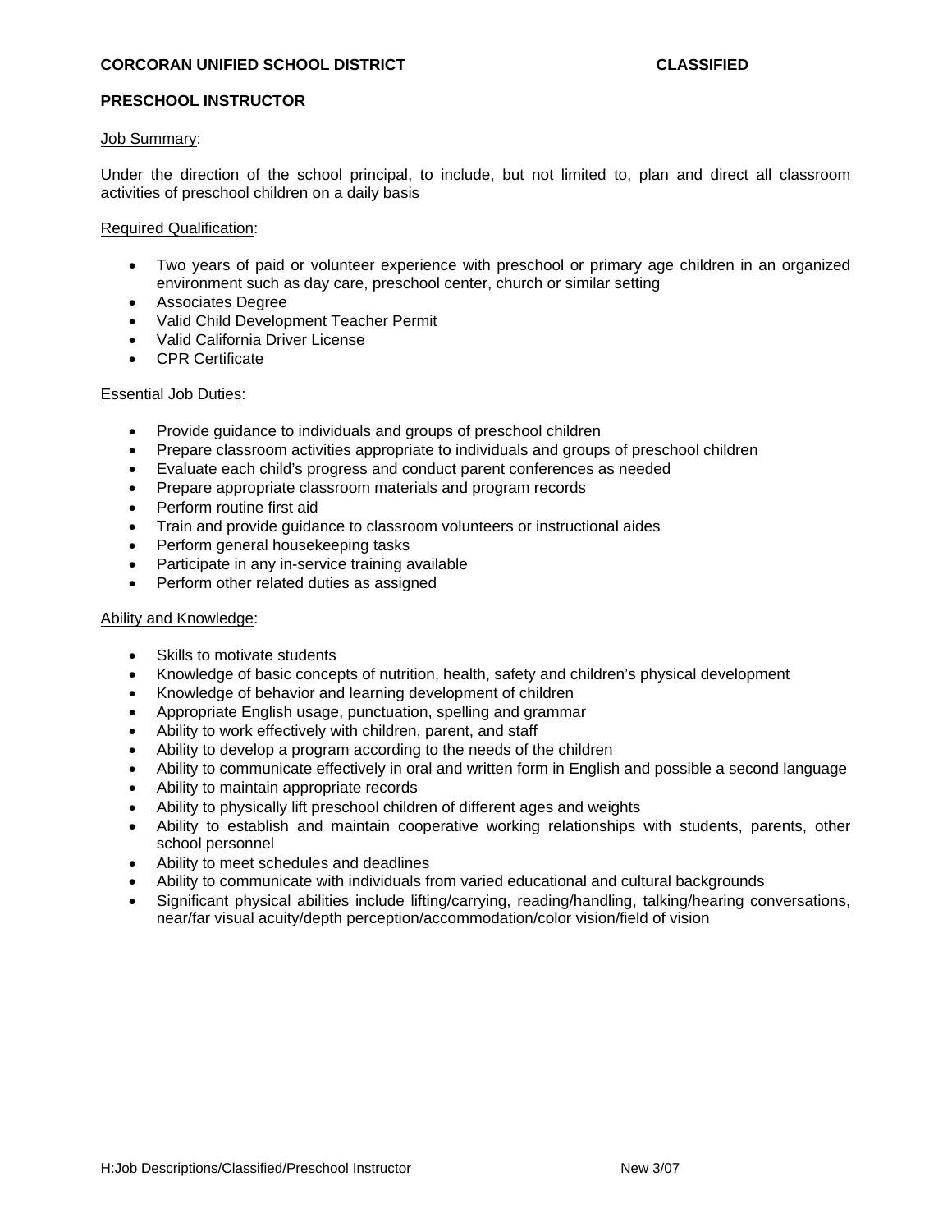**CORCORAN UNIFIED SCHOOL DISTRICT** **CLASSIFIED**

# PRESCHOOL INSTRUCTOR

## Job Summary:

Under the direction of the school principal, to include, but not limited to, plan and direct all classroom activities of preschool children on a daily basis

## Required Qualification:

- Two years of paid or volunteer experience with preschool or primary age children in an organized environment such as day care, preschool center, church or similar setting
- Associates Degree
- Valid Child Development Teacher Permit
- Valid California Driver License
- CPR Certificate

## Essential Job Duties:

- Provide guidance to individuals and groups of preschool children
- Prepare classroom activities appropriate to individuals and groups of preschool children
- Evaluate each child's progress and conduct parent conferences as needed
- Prepare appropriate classroom materials and program records
- Perform routine first aid
- Train and provide guidance to classroom volunteers or instructional aides
- Perform general housekeeping tasks
- Participate in any in-service training available
- Perform other related duties as assigned

## Ability and Knowledge:

- Skills to motivate students
- Knowledge of basic concepts of nutrition, health, safety and children's physical development
- Knowledge of behavior and learning development of children
- Appropriate English usage, punctuation, spelling and grammar
- Ability to work effectively with children, parent, and staff
- Ability to develop a program according to the needs of the children
- Ability to communicate effectively in oral and written form in English and possible a second language
- Ability to maintain appropriate records
- Ability to physically lift preschool children of different ages and weights
- Ability to establish and maintain cooperative working relationships with students, parents, other school personnel
- Ability to meet schedules and deadlines
- Ability to communicate with individuals from varied educational and cultural backgrounds
- Significant physical abilities include lifting/carrying, reading/handling, talking/hearing conversations, near/far visual acuity/depth perception/accommodation/color vision/field of vision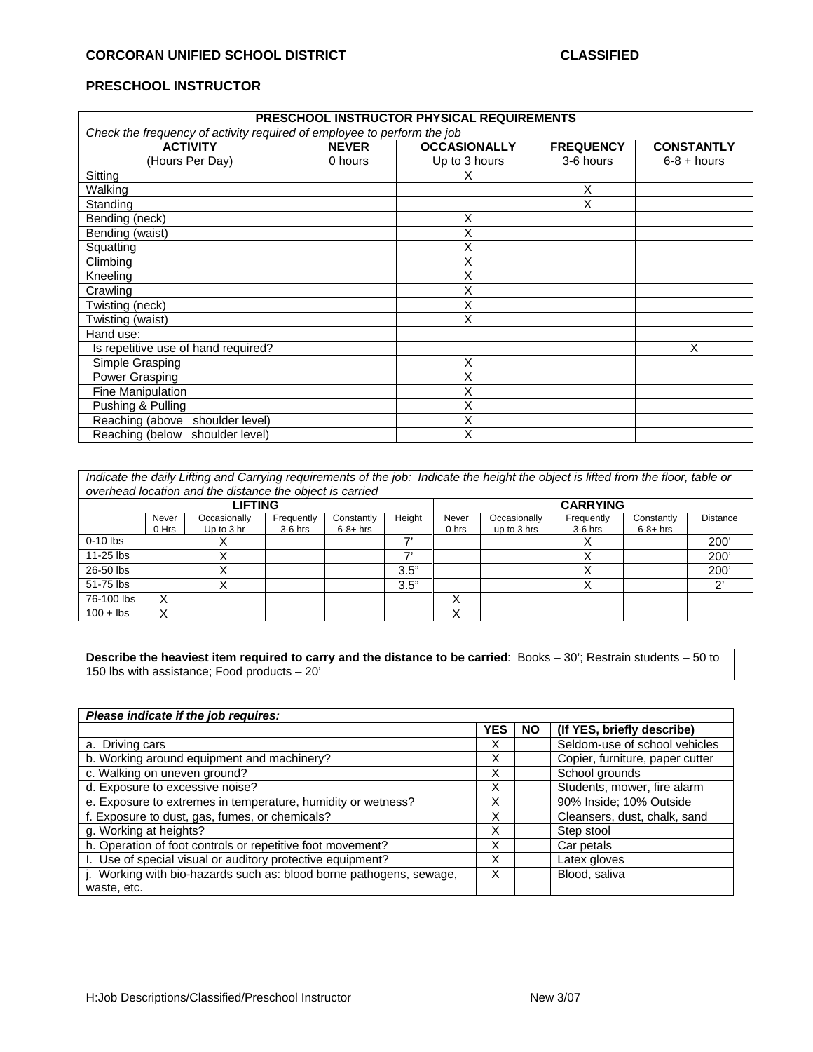**CORCORAN UNIFIED SCHOOL DISTRICT** **CLASSIFIED**

**PRESCHOOL INSTRUCTOR**

| **PRESCHOOL INSTRUCTOR PHYSICAL REQUIREMENTS** | | | | |
|---|---|---|---|---|
| *Check the frequency of activity required of employee to perform the job* | | | | |
| **ACTIVITY** (Hours Per Day) | **NEVER** 0 hours | **OCCASIONALLY** Up to 3 hours | **FREQUENCY** 3-6 hours | **CONSTANTLY** 6-8 + hours |
| Sitting | | X | | |
| Walking | | | X | |
| Standing | | | X | |
| Bending (neck) | | X | | |
| Bending (waist) | | X | | |
| Squatting | | X | | |
| Climbing | | X | | |
| Kneeling | | X | | |
| Crawling | | X | | |
| Twisting (neck) | | X | | |
| Twisting (waist) | | X | | |
| Hand use: | | | | |
| Is repetitive use of hand required? | | | | X |
| Simple Grasping | | X | | |
| Power Grasping | | X | | |
| Fine Manipulation | | X | | |
| Pushing & Pulling | | X | | |
| Reaching (above shoulder level) | | X | | |
| Reaching (below shoulder level) | | X | | |

*Indicate the daily Lifting and Carrying requirements of the job: Indicate the height the object is lifted from the floor, table or overhead location and the distance the object is carried*

| | **LIFTING** | | | | | **CARRYING** | | | | |
|---|---|---|---|---|---|---|---|---|---|---|
| | Never 0 Hrs | Occasionally Up to 3 hr | Frequently 3-6 hrs | Constantly 6-8+ hrs | Height | Never 0 hrs | Occasionally up to 3 hrs | Frequently 3-6 hrs | Constantly 6-8+ hrs | Distance |
| 0-10 lbs | | X | | | 7' | | | X | | 200' |
| 11-25 lbs | | X | | | 7' | | | X | | 200' |
| 26-50 lbs | | X | | | 3.5" | | | X | | 200' |
| 51-75 lbs | | X | | | 3.5" | | | X | | 2' |
| 76-100 lbs | X | | | | | X | | | | |
| 100 + lbs | X | | | | | X | | | | |

**Describe the heaviest item required to carry and the distance to be carried**: Books – 30'; Restrain students – 50 to 150 lbs with assistance; Food products – 20'

| *Please indicate if the job requires:* | **YES** | **NO** | **(If YES, briefly describe)** |
|---|---|---|---|
| a. Driving cars | X | | Seldom-use of school vehicles |
| b. Working around equipment and machinery? | X | | Copier, furniture, paper cutter |
| c. Walking on uneven ground? | X | | School grounds |
| d. Exposure to excessive noise? | X | | Students, mower, fire alarm |
| e. Exposure to extremes in temperature, humidity or wetness? | X | | 90% Inside; 10% Outside |
| f. Exposure to dust, gas, fumes, or chemicals? | X | | Cleansers, dust, chalk, sand |
| g. Working at heights? | X | | Step stool |
| h. Operation of foot controls or repetitive foot movement? | X | | Car petals |
| I. Use of special visual or auditory protective equipment? | X | | Latex gloves |
| j. Working with bio-hazards such as: blood borne pathogens, sewage, waste, etc. | X | | Blood, saliva |